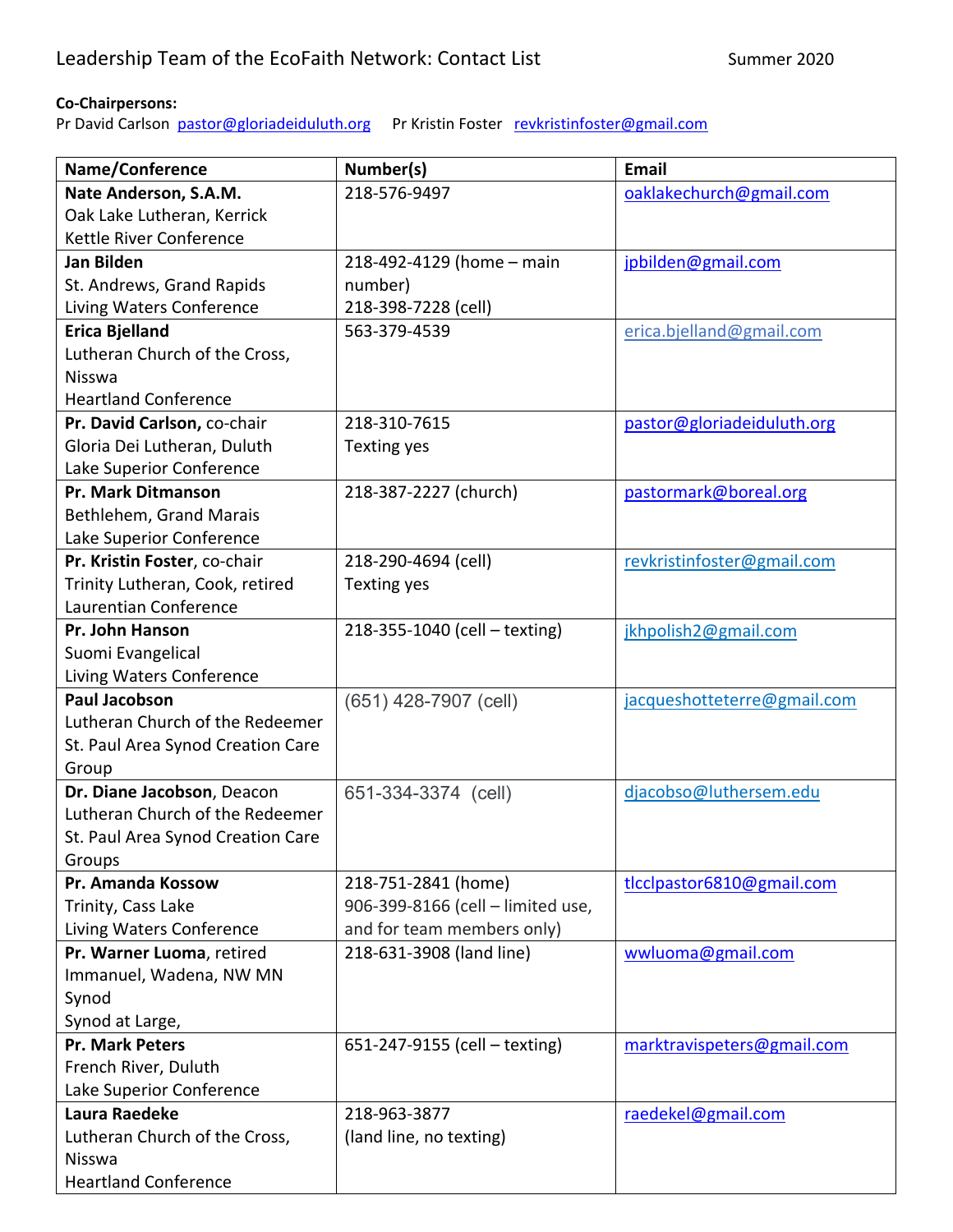Leadership Team of the EcoFaith Network: Contact List

Summer 2020

**Co-Chairpersons:**
Pr David Carlson pastor@gloriadeiduluth.org Pr Kristin Foster revkristinfoster@gmail.com

| Name/Conference | Number(s) | Email |
|---|---|---|
| **Nate Anderson, S.A.M.**<br>Oak Lake Lutheran, Kerrick<br>Kettle River Conference | 218-576-9497 | oaklakechurch@gmail.com |
| **Jan Bilden**<br>St. Andrews, Grand Rapids<br>Living Waters Conference | 218-492-4129 (home – main number)<br>218-398-7228 (cell) | jpbilden@gmail.com |
| **Erica Bjelland**<br>Lutheran Church of the Cross, Nisswa<br>Heartland Conference | 563-379-4539 | erica.bjelland@gmail.com |
| **Pr. David Carlson,** co-chair<br>Gloria Dei Lutheran, Duluth<br>Lake Superior Conference | 218-310-7615<br>Texting yes | pastor@gloriadeiduluth.org |
| **Pr. Mark Ditmanson**<br>Bethlehem, Grand Marais<br>Lake Superior Conference | 218-387-2227 (church) | pastormark@boreal.org |
| **Pr. Kristin Foster**, co-chair<br>Trinity Lutheran, Cook, retired<br>Laurentian Conference | 218-290-4694 (cell)<br>Texting yes | revkristinfoster@gmail.com |
| **Pr. John Hanson**<br>Suomi Evangelical<br>Living Waters Conference | 218-355-1040 (cell – texting) | jkhpolish2@gmail.com |
| **Paul Jacobson**<br>Lutheran Church of the Redeemer<br>St. Paul Area Synod Creation Care Group | (651) 428-7907 (cell) | jacqueshotteterre@gmail.com |
| **Dr. Diane Jacobson**, Deacon<br>Lutheran Church of the Redeemer<br>St. Paul Area Synod Creation Care Groups | 651-334-3374 (cell) | djacobso@luthersem.edu |
| **Pr. Amanda Kossow**<br>Trinity, Cass Lake<br>Living Waters Conference | 218-751-2841 (home)<br>906-399-8166 (cell – limited use, and for team members only) | tlcclpastor6810@gmail.com |
| **Pr. Warner Luoma**, retired<br>Immanuel, Wadena, NW MN Synod<br>Synod at Large, | 218-631-3908 (land line) | wwluoma@gmail.com |
| **Pr. Mark Peters**<br>French River, Duluth<br>Lake Superior Conference | 651-247-9155 (cell – texting) | marktravispeters@gmail.com |
| **Laura Raedeke**<br>Lutheran Church of the Cross, Nisswa<br>Heartland Conference | 218-963-3877<br>(land line, no texting) | raedekel@gmail.com |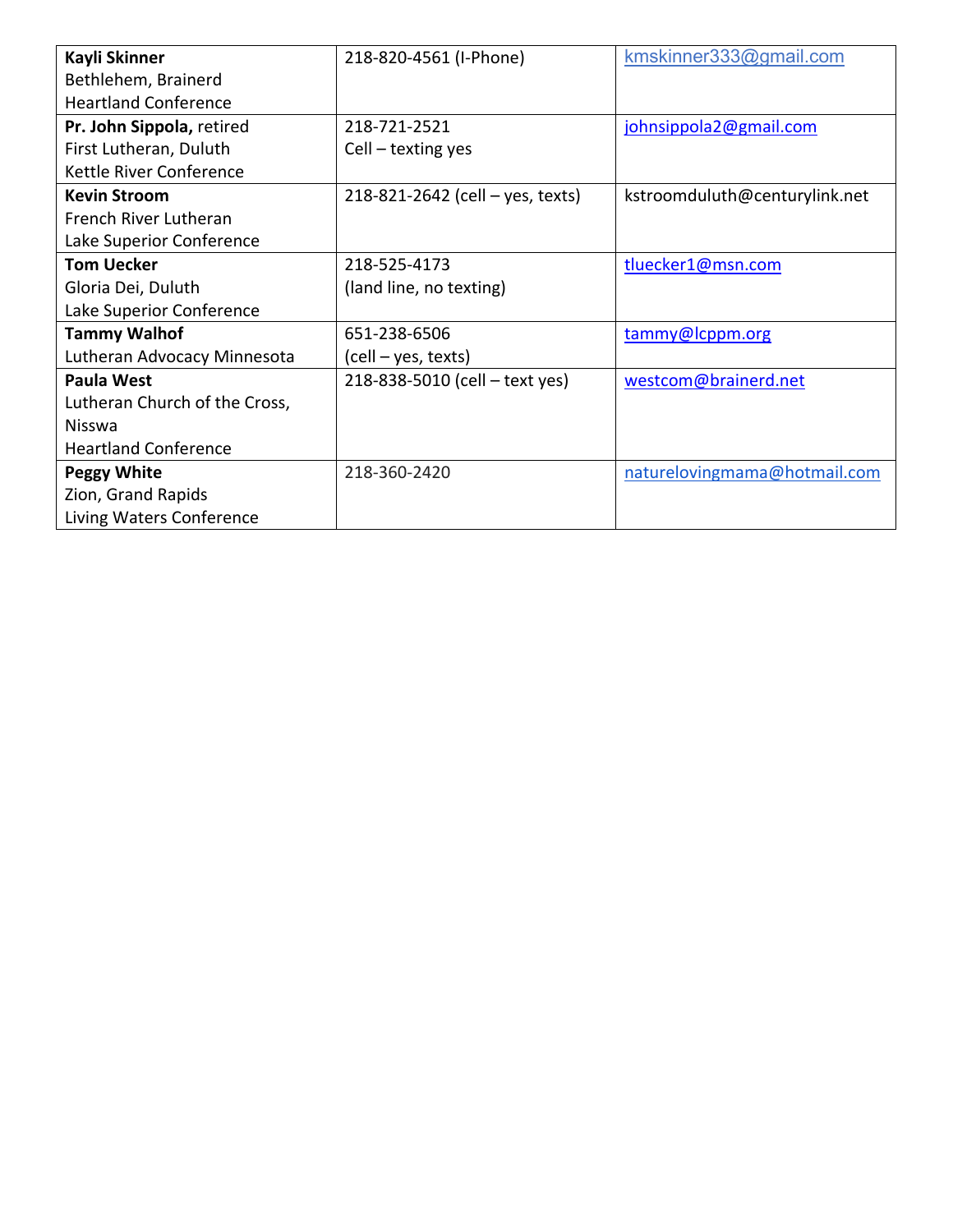| | | |
|---|---|---|
| **Kayli Skinner**<br>Bethlehem, Brainerd<br>Heartland Conference | 218-820-4561 (I-Phone) | kmskinner333@gmail.com |
| **Pr. John Sippola,** retired<br>First Lutheran, Duluth<br>Kettle River Conference | 218-721-2521<br>Cell – texting yes | johnsippola2@gmail.com |
| **Kevin Stroom**<br>French River Lutheran<br>Lake Superior Conference | 218-821-2642 (cell – yes, texts) | kstroomduluth@centurylink.net |
| **Tom Uecker**<br>Gloria Dei, Duluth<br>Lake Superior Conference | 218-525-4173<br>(land line, no texting) | tluecker1@msn.com |
| **Tammy Walhof**<br>Lutheran Advocacy Minnesota | 651-238-6506<br>(cell – yes, texts) | tammy@lcppm.org |
| **Paula West**<br>Lutheran Church of the Cross, Nisswa<br>Heartland Conference | 218-838-5010 (cell – text yes) | westcom@brainerd.net |
| **Peggy White**<br>Zion, Grand Rapids<br>Living Waters Conference | 218-360-2420 | naturelovingmama@hotmail.com |